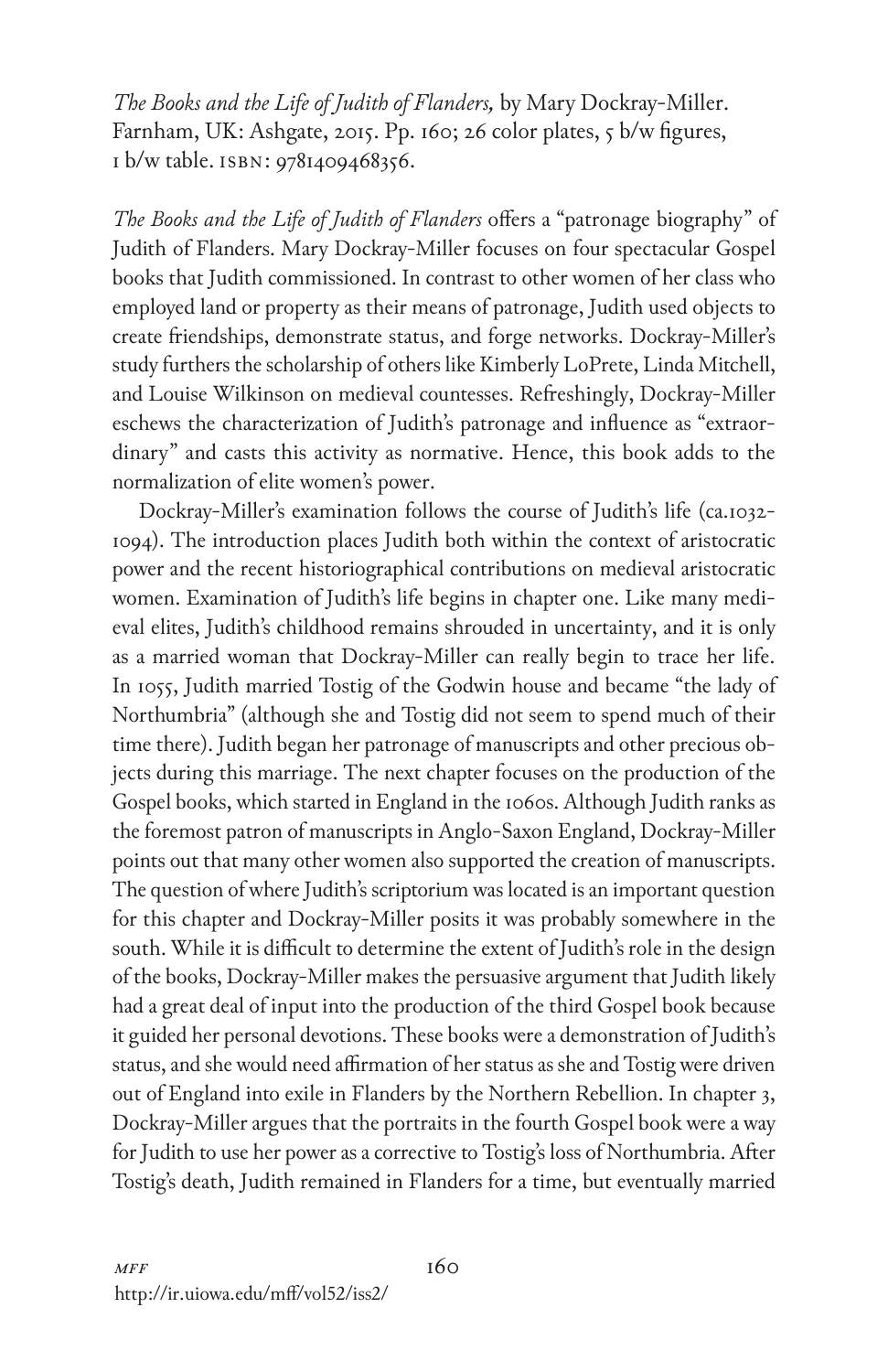*The Books and the Life of Judith of Flanders,* by Mary Dockray-Miller. Farnham, UK: Ashgate, 2015. Pp. 160; 26 color plates, 5 b/w figures, 1 b/w table. ISBN: 9781409468356.

*The Books and the Life of Judith of Flanders* offers a "patronage biography" of Judith of Flanders. Mary Dockray-Miller focuses on four spectacular Gospel books that Judith commissioned. In contrast to other women of her class who employed land or property as their means of patronage, Judith used objects to create friendships, demonstrate status, and forge networks. Dockray-Miller's study furthers the scholarship of others like Kimberly LoPrete, Linda Mitchell, and Louise Wilkinson on medieval countesses. Refreshingly, Dockray-Miller eschews the characterization of Judith's patronage and influence as "extraordinary" and casts this activity as normative. Hence, this book adds to the normalization of elite women's power.

Dockray-Miller's examination follows the course of Judith's life (ca.1032-1094). The introduction places Judith both within the context of aristocratic power and the recent historiographical contributions on medieval aristocratic women. Examination of Judith's life begins in chapter one. Like many medieval elites, Judith's childhood remains shrouded in uncertainty, and it is only as a married woman that Dockray-Miller can really begin to trace her life. In 1055, Judith married Tostig of the Godwin house and became "the lady of Northumbria" (although she and Tostig did not seem to spend much of their time there). Judith began her patronage of manuscripts and other precious objects during this marriage. The next chapter focuses on the production of the Gospel books, which started in England in the 1060s. Although Judith ranks as the foremost patron of manuscripts in Anglo-Saxon England, Dockray-Miller points out that many other women also supported the creation of manuscripts. The question of where Judith's scriptorium was located is an important question for this chapter and Dockray-Miller posits it was probably somewhere in the south. While it is difficult to determine the extent of Judith's role in the design of the books, Dockray-Miller makes the persuasive argument that Judith likely had a great deal of input into the production of the third Gospel book because it guided her personal devotions. These books were a demonstration of Judith's status, and she would need affirmation of her status as she and Tostig were driven out of England into exile in Flanders by the Northern Rebellion. In chapter 3, Dockray-Miller argues that the portraits in the fourth Gospel book were a way for Judith to use her power as a corrective to Tostig's loss of Northumbria. After Tostig's death, Judith remained in Flanders for a time, but eventually married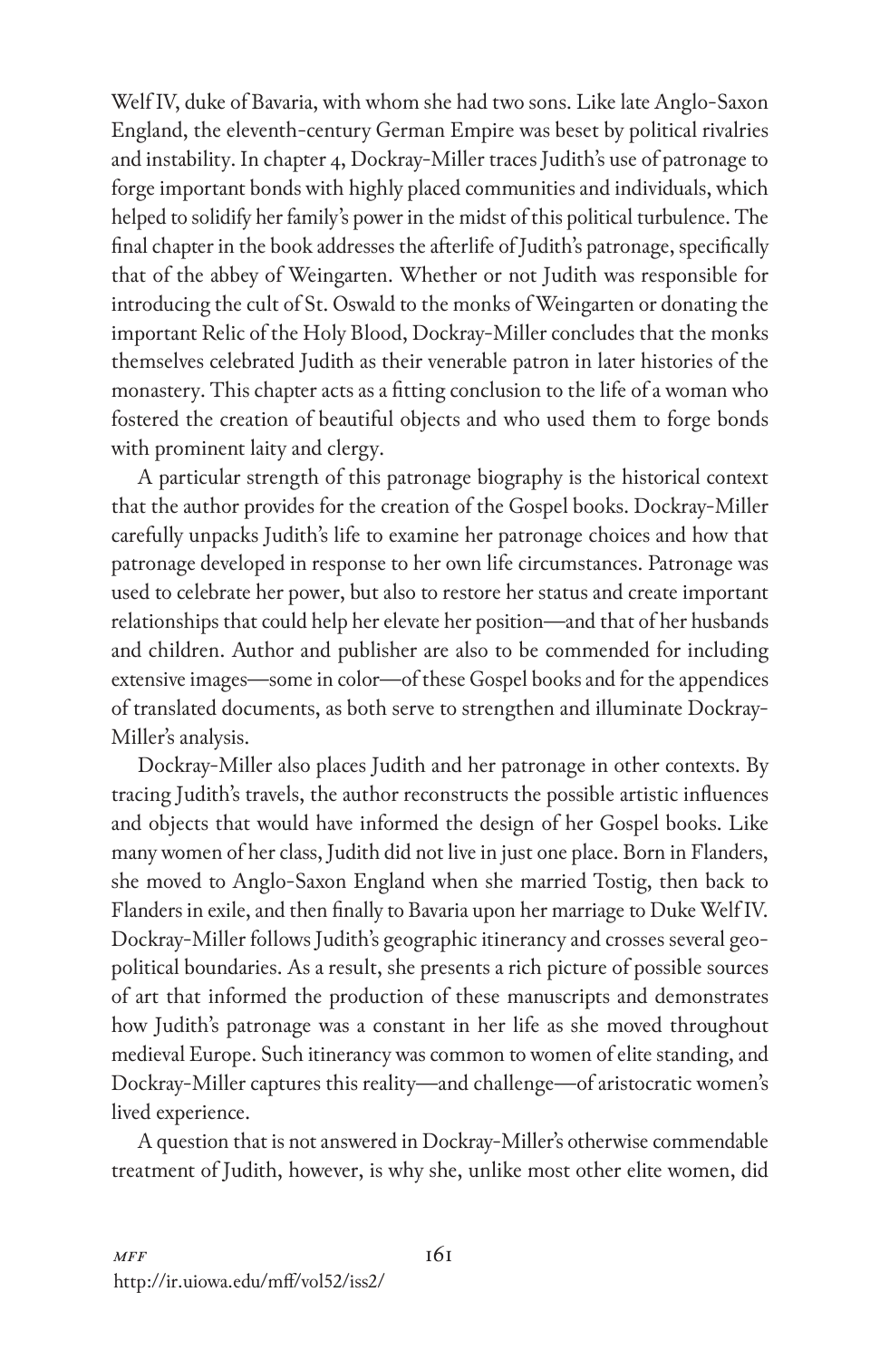Welf IV, duke of Bavaria, with whom she had two sons. Like late Anglo-Saxon England, the eleventh-century German Empire was beset by political rivalries and instability. In chapter 4, Dockray-Miller traces Judith's use of patronage to forge important bonds with highly placed communities and individuals, which helped to solidify her family's power in the midst of this political turbulence. The final chapter in the book addresses the afterlife of Judith's patronage, specifically that of the abbey of Weingarten. Whether or not Judith was responsible for introducing the cult of St. Oswald to the monks of Weingarten or donating the important Relic of the Holy Blood, Dockray-Miller concludes that the monks themselves celebrated Judith as their venerable patron in later histories of the monastery. This chapter acts as a fitting conclusion to the life of a woman who fostered the creation of beautiful objects and who used them to forge bonds with prominent laity and clergy.

A particular strength of this patronage biography is the historical context that the author provides for the creation of the Gospel books. Dockray-Miller carefully unpacks Judith's life to examine her patronage choices and how that patronage developed in response to her own life circumstances. Patronage was used to celebrate her power, but also to restore her status and create important relationships that could help her elevate her position—and that of her husbands and children. Author and publisher are also to be commended for including extensive images—some in color—of these Gospel books and for the appendices of translated documents, as both serve to strengthen and illuminate Dockray-Miller's analysis.

Dockray-Miller also places Judith and her patronage in other contexts. By tracing Judith's travels, the author reconstructs the possible artistic influences and objects that would have informed the design of her Gospel books. Like many women of her class, Judith did not live in just one place. Born in Flanders, she moved to Anglo-Saxon England when she married Tostig, then back to Flanders in exile, and then finally to Bavaria upon her marriage to Duke Welf IV. Dockray-Miller follows Judith's geographic itinerancy and crosses several geopolitical boundaries. As a result, she presents a rich picture of possible sources of art that informed the production of these manuscripts and demonstrates how Judith's patronage was a constant in her life as she moved throughout medieval Europe. Such itinerancy was common to women of elite standing, and Dockray-Miller captures this reality—and challenge—of aristocratic women's lived experience.

A question that is not answered in Dockray-Miller's otherwise commendable treatment of Judith, however, is why she, unlike most other elite women, did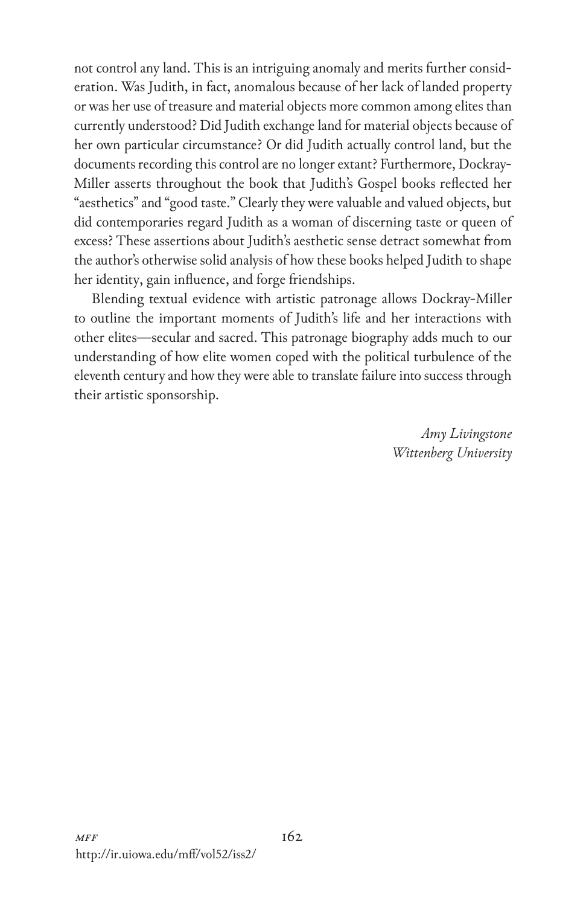not control any land. This is an intriguing anomaly and merits further consideration. Was Judith, in fact, anomalous because of her lack of landed property or was her use of treasure and material objects more common among elites than currently understood? Did Judith exchange land for material objects because of her own particular circumstance? Or did Judith actually control land, but the documents recording this control are no longer extant? Furthermore, Dockray-Miller asserts throughout the book that Judith's Gospel books reflected her "aesthetics" and "good taste." Clearly they were valuable and valued objects, but did contemporaries regard Judith as a woman of discerning taste or queen of excess? These assertions about Judith's aesthetic sense detract somewhat from the author's otherwise solid analysis of how these books helped Judith to shape her identity, gain influence, and forge friendships.

Blending textual evidence with artistic patronage allows Dockray-Miller to outline the important moments of Judith's life and her interactions with other elites—secular and sacred. This patronage biography adds much to our understanding of how elite women coped with the political turbulence of the eleventh century and how they were able to translate failure into success through their artistic sponsorship.

*Amy Livingstone*
*Wittenberg University*